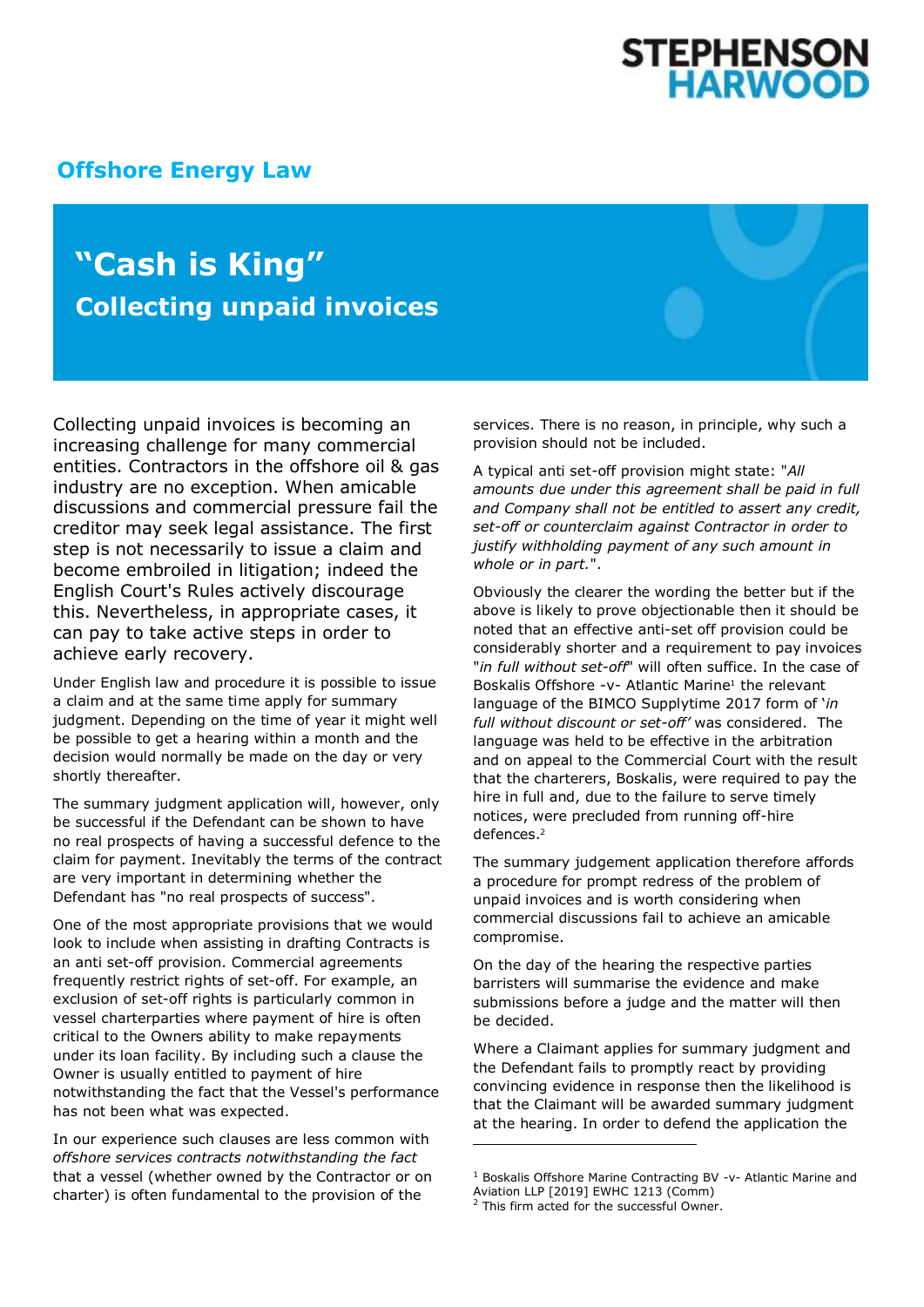STEPHENSON HARWOOD

## Offshore Energy Law

# "Cash is King"

## Collecting unpaid invoices

Collecting unpaid invoices is becoming an increasing challenge for many commercial entities. Contractors in the offshore oil & gas industry are no exception. When amicable discussions and commercial pressure fail the creditor may seek legal assistance. The first step is not necessarily to issue a claim and become embroiled in litigation; indeed the English Court's Rules actively discourage this. Nevertheless, in appropriate cases, it can pay to take active steps in order to achieve early recovery.

Under English law and procedure it is possible to issue a claim and at the same time apply for summary judgment. Depending on the time of year it might well be possible to get a hearing within a month and the decision would normally be made on the day or very shortly thereafter.

The summary judgment application will, however, only be successful if the Defendant can be shown to have no real prospects of having a successful defence to the claim for payment. Inevitably the terms of the contract are very important in determining whether the Defendant has "no real prospects of success".

One of the most appropriate provisions that we would look to include when assisting in drafting Contracts is an anti set-off provision. Commercial agreements frequently restrict rights of set-off. For example, an exclusion of set-off rights is particularly common in vessel charterparties where payment of hire is often critical to the Owners ability to make repayments under its loan facility. By including such a clause the Owner is usually entitled to payment of hire notwithstanding the fact that the Vessel's performance has not been what was expected.

In our experience such clauses are less common with *offshore services contracts notwithstanding the fact* that a vessel (whether owned by the Contractor or on charter) is often fundamental to the provision of the services. There is no reason, in principle, why such a provision should not be included.

A typical anti set-off provision might state: "*All amounts due under this agreement shall be paid in full and Company shall not be entitled to assert any credit, set-off or counterclaim against Contractor in order to justify withholding payment of any such amount in whole or in part.*".

Obviously the clearer the wording the better but if the above is likely to prove objectionable then it should be noted that an effective anti-set off provision could be considerably shorter and a requirement to pay invoices "*in full without set-off*" will often suffice. In the case of Boskalis Offshore -v- Atlantic Marine[1] the relevant language of the BIMCO Supplytime 2017 form of '*in full without discount or set-off'* was considered. The language was held to be effective in the arbitration and on appeal to the Commercial Court with the result that the charterers, Boskalis, were required to pay the hire in full and, due to the failure to serve timely notices, were precluded from running off-hire defences.[2]

The summary judgement application therefore affords a procedure for prompt redress of the problem of unpaid invoices and is worth considering when commercial discussions fail to achieve an amicable compromise.

On the day of the hearing the respective parties barristers will summarise the evidence and make submissions before a judge and the matter will then be decided.

Where a Claimant applies for summary judgment and the Defendant fails to promptly react by providing convincing evidence in response then the likelihood is that the Claimant will be awarded summary judgment at the hearing. In order to defend the application the

---

[1] Boskalis Offshore Marine Contracting BV -v- Atlantic Marine and Aviation LLP [2019] EWHC 1213 (Comm)

[2] This firm acted for the successful Owner.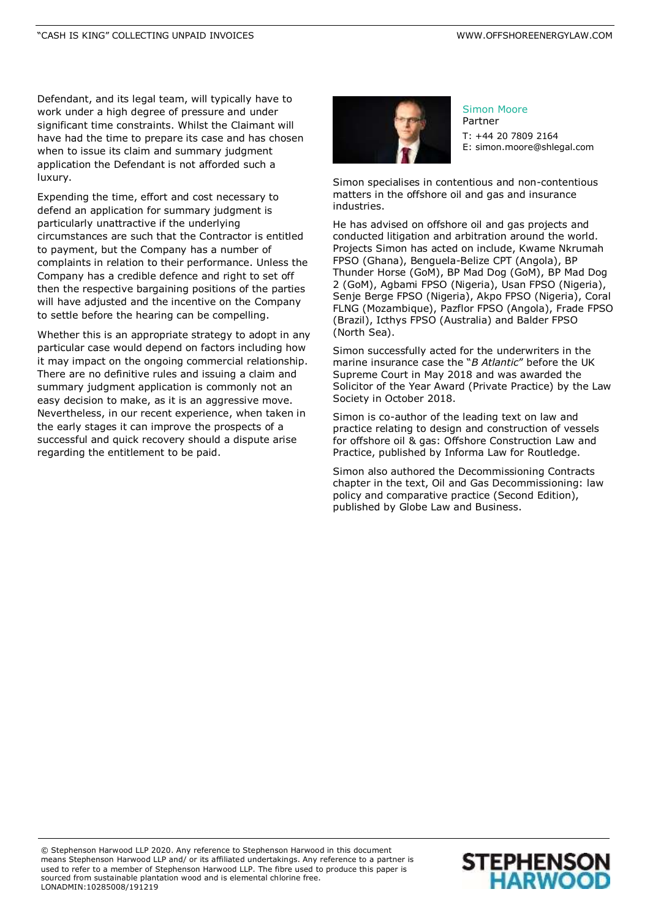Defendant, and its legal team, will typically have to work under a high degree of pressure and under significant time constraints. Whilst the Claimant will have had the time to prepare its case and has chosen when to issue its claim and summary judgment application the Defendant is not afforded such a luxury.

Expending the time, effort and cost necessary to defend an application for summary judgment is particularly unattractive if the underlying circumstances are such that the Contractor is entitled to payment, but the Company has a number of complaints in relation to their performance. Unless the Company has a credible defence and right to set off then the respective bargaining positions of the parties will have adjusted and the incentive on the Company to settle before the hearing can be compelling.

Whether this is an appropriate strategy to adopt in any particular case would depend on factors including how it may impact on the ongoing commercial relationship. There are no definitive rules and issuing a claim and summary judgment application is commonly not an easy decision to make, as it is an aggressive move. Nevertheless, in our recent experience, when taken in the early stages it can improve the prospects of a successful and quick recovery should a dispute arise regarding the entitlement to be paid.

Simon Moore
Partner
T: +44 20 7809 2164
E: simon.moore@shlegal.com

Simon specialises in contentious and non-contentious matters in the offshore oil and gas and insurance industries.

He has advised on offshore oil and gas projects and conducted litigation and arbitration around the world. Projects Simon has acted on include, Kwame Nkrumah FPSO (Ghana), Benguela-Belize CPT (Angola), BP Thunder Horse (GoM), BP Mad Dog (GoM), BP Mad Dog 2 (GoM), Agbami FPSO (Nigeria), Usan FPSO (Nigeria), Senje Berge FPSO (Nigeria), Akpo FPSO (Nigeria), Coral FLNG (Mozambique), Pazflor FPSO (Angola), Frade FPSO (Brazil), Icthys FPSO (Australia) and Balder FPSO (North Sea).

Simon successfully acted for the underwriters in the marine insurance case the "*B Atlantic*" before the UK Supreme Court in May 2018 and was awarded the Solicitor of the Year Award (Private Practice) by the Law Society in October 2018.

Simon is co-author of the leading text on law and practice relating to design and construction of vessels for offshore oil & gas: Offshore Construction Law and Practice, published by Informa Law for Routledge.

Simon also authored the Decommissioning Contracts chapter in the text, Oil and Gas Decommissioning: law policy and comparative practice (Second Edition), published by Globe Law and Business.

© Stephenson Harwood LLP 2020. Any reference to Stephenson Harwood in this document means Stephenson Harwood LLP and/ or its affiliated undertakings. Any reference to a partner is used to refer to a member of Stephenson Harwood LLP. The fibre used to produce this paper is sourced from sustainable plantation wood and is elemental chlorine free.
LONADMIN:10285008/191219